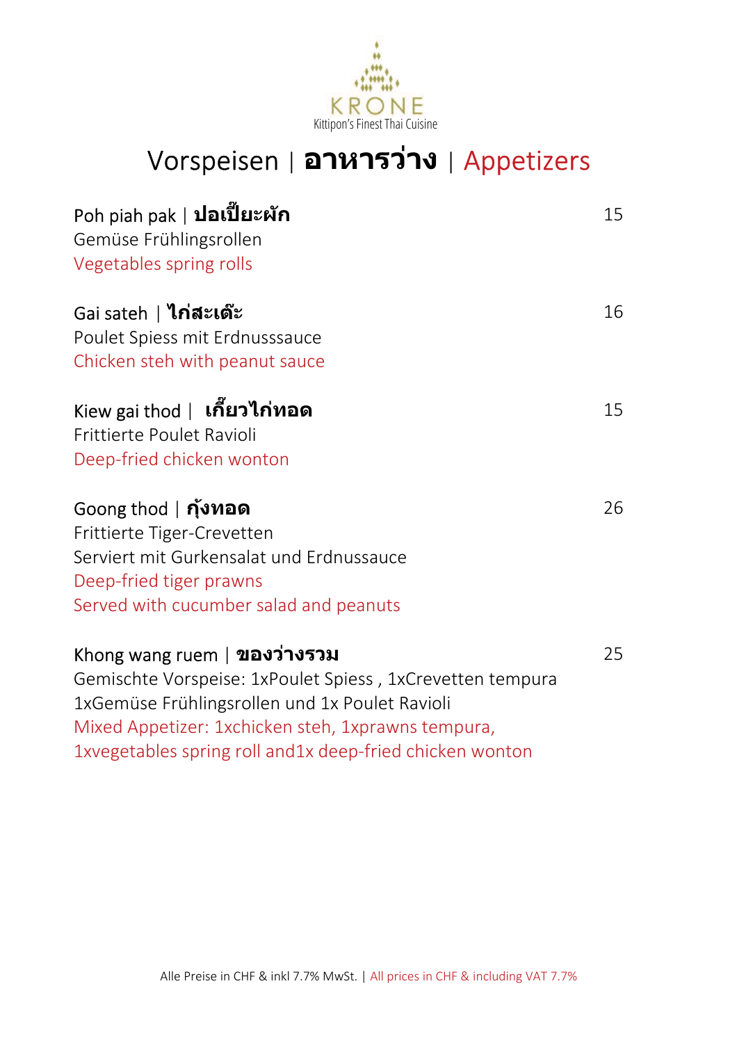KRONE

Kittipon's Finest Thai Cuisine

# Vorspeisen | **อาหารว่าง** | Appetizers

**Poh piah pak | ปอเปี๊ยะผัก** — 15

Gemüse Frühlingsrollen

Vegetables spring rolls

**Gai sateh | ไก่สะเต๊ะ** — 16

Poulet Spiess mit Erdnusssauce

Chicken steh with peanut sauce

**Kiew gai thod | เกี๊ยวไก่ทอด** — 15

Frittierte Poulet Ravioli

Deep-fried chicken wonton

**Goong thod | กุ้งทอด** — 26

Frittierte Tiger-Crevetten

Serviert mit Gurkensalat und Erdnussauce

Deep-fried tiger prawns

Served with cucumber salad and peanuts

**Khong wang ruem | ของว่างรวม** — 25

Gemischte Vorspeise: 1xPoulet Spiess , 1xCrevetten tempura 1xGemüse Frühlingsrollen und 1x Poulet Ravioli

Mixed Appetizer: 1xchicken steh, 1xprawns tempura, 1xvegetables spring roll and1x deep-fried chicken wonton

Alle Preise in CHF & inkl 7.7% MwSt. | All prices in CHF & including VAT 7.7%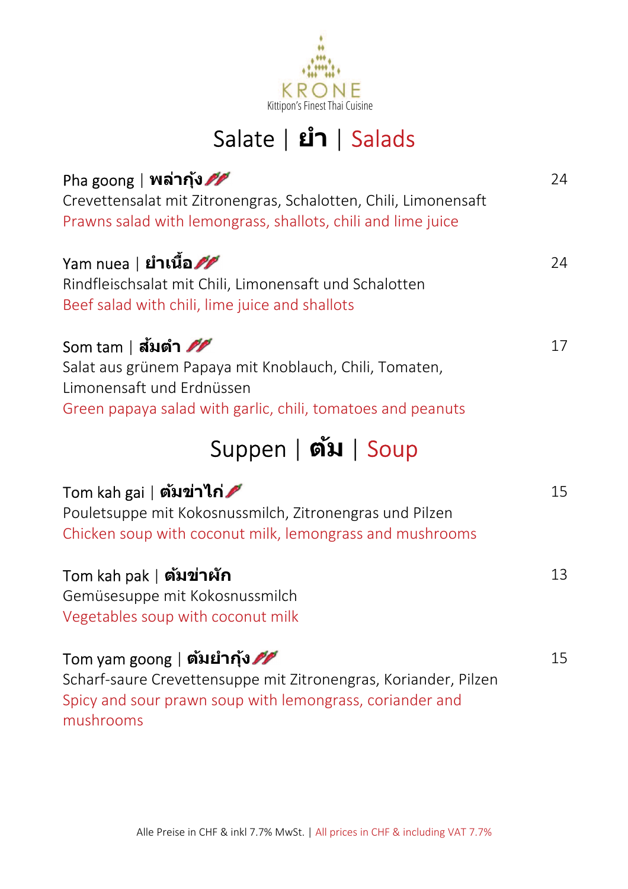KRONE
Kittipon's Finest Thai Cuisine

# Salate | ยำ | Salads

**Pha goong | พล่ากุ้ง** 🌶🌶 — 24
Crevettensalat mit Zitronengras, Schalotten, Chili, Limonensaft
Prawns salad with lemongrass, shallots, chili and lime juice

**Yam nuea | ยำเนื้อ** 🌶🌶 — 24
Rindfleischsalat mit Chili, Limonensaft und Schalotten
Beef salad with chili, lime juice and shallots

**Som tam | ส้มตำ** 🌶🌶 — 17
Salat aus grünem Papaya mit Knoblauch, Chili, Tomaten, Limonensaft und Erdnüssen
Green papaya salad with garlic, chili, tomatoes and peanuts

# Suppen | ต้ม | Soup

**Tom kah gai | ต้มข่าไก่** 🌶 — 15
Pouletsuppe mit Kokosnussmilch, Zitronengras und Pilzen
Chicken soup with coconut milk, lemongrass and mushrooms

**Tom kah pak | ต้มข่าผัก** — 13
Gemüsesuppe mit Kokosnussmilch
Vegetables soup with coconut milk

**Tom yam goong | ต้มยำกุ้ง** 🌶🌶 — 15
Scharf-saure Crevettensuppe mit Zitronengras, Koriander, Pilzen
Spicy and sour prawn soup with lemongrass, coriander and mushrooms

Alle Preise in CHF & inkl 7.7% MwSt. | All prices in CHF & including VAT 7.7%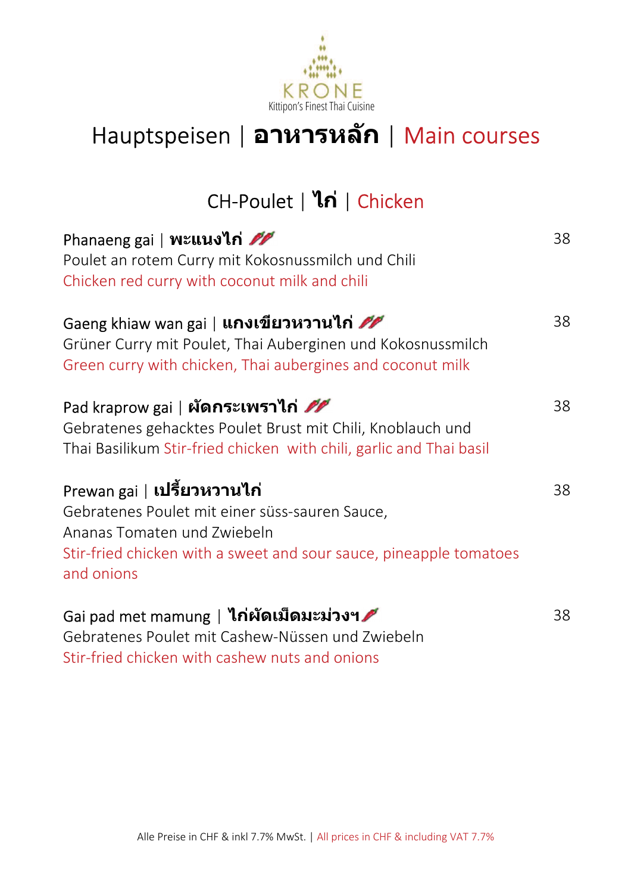KRONE
Kittipon's Finest Thai Cuisine

# Hauptspeisen | **อาหารหลัก** | Main courses

## CH-Poulet | **ไก่** | Chicken

Phanaeng gai | **พะแนงไก่** 🌶🌶 — 38
Poulet an rotem Curry mit Kokosnussmilch und Chili
Chicken red curry with coconut milk and chili

Gaeng khiaw wan gai | **แกงเขียวหวานไก่** 🌶🌶 — 38
Grüner Curry mit Poulet, Thai Auberginen und Kokosnussmilch
Green curry with chicken, Thai aubergines and coconut milk

Pad kraprow gai | **ผัดกระเพราไก่** 🌶🌶 — 38
Gebratenes gehacktes Poulet Brust mit Chili, Knoblauch und Thai Basilikum Stir-fried chicken with chili, garlic and Thai basil

Prewan gai | **เปรี้ยวหวานไก่** — 38
Gebratenes Poulet mit einer süss-sauren Sauce, Ananas Tomaten und Zwiebeln
Stir-fried chicken with a sweet and sour sauce, pineapple tomatoes and onions

Gai pad met mamung | **ไก่ผัดเม็ดมะม่วงฯ** 🌶 — 38
Gebratenes Poulet mit Cashew-Nüssen und Zwiebeln
Stir-fried chicken with cashew nuts and onions

Alle Preise in CHF & inkl 7.7% MwSt. | All prices in CHF & including VAT 7.7%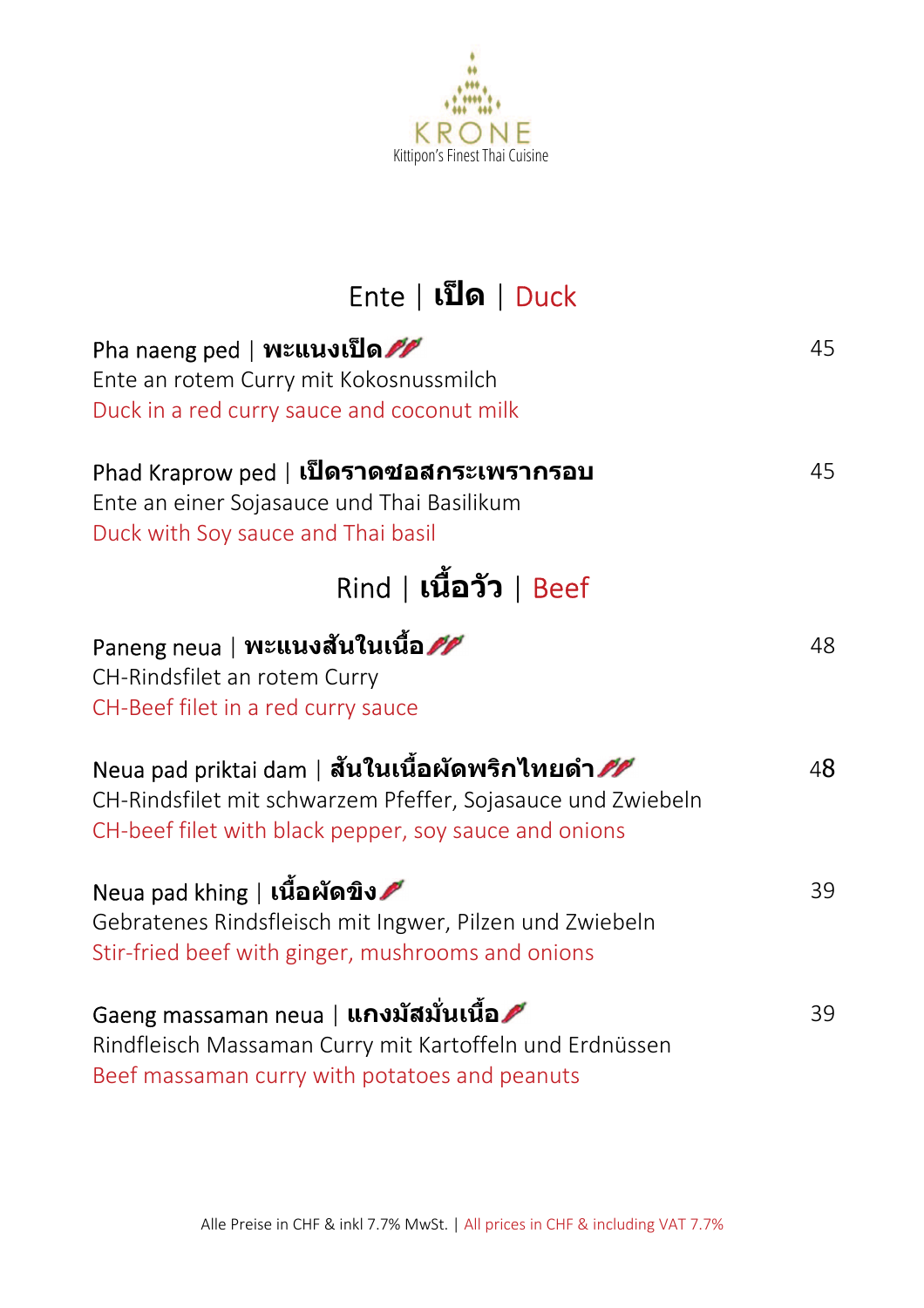KRONE
Kittipon's Finest Thai Cuisine

## Ente | เป็ด | Duck

**Pha naeng ped | พะแนงเป็ด** 🌶🌶 — 45
Ente an rotem Curry mit Kokosnussmilch
Duck in a red curry sauce and coconut milk

**Phad Kraprow ped | เป็ดราดซอสกระเพรากรอบ** — 45
Ente an einer Sojasauce und Thai Basilikum
Duck with Soy sauce and Thai basil

## Rind | เนื้อวัว | Beef

**Paneng neua | พะแนงสันในเนื้อ** 🌶🌶 — 48
CH-Rindsfilet an rotem Curry
CH-Beef filet in a red curry sauce

**Neua pad priktai dam | สันในเนื้อผัดพริกไทยดำ** 🌶🌶 — 48
CH-Rindsfilet mit schwarzem Pfeffer, Sojasauce und Zwiebeln
CH-beef filet with black pepper, soy sauce and onions

**Neua pad khing | เนื้อผัดขิง** 🌶 — 39
Gebratenes Rindsfleisch mit Ingwer, Pilzen und Zwiebeln
Stir-fried beef with ginger, mushrooms and onions

**Gaeng massaman neua | แกงมัสมั่นเนื้อ** 🌶 — 39
Rindfleisch Massaman Curry mit Kartoffeln und Erdnüssen
Beef massaman curry with potatoes and peanuts

Alle Preise in CHF & inkl 7.7% MwSt. | All prices in CHF & including VAT 7.7%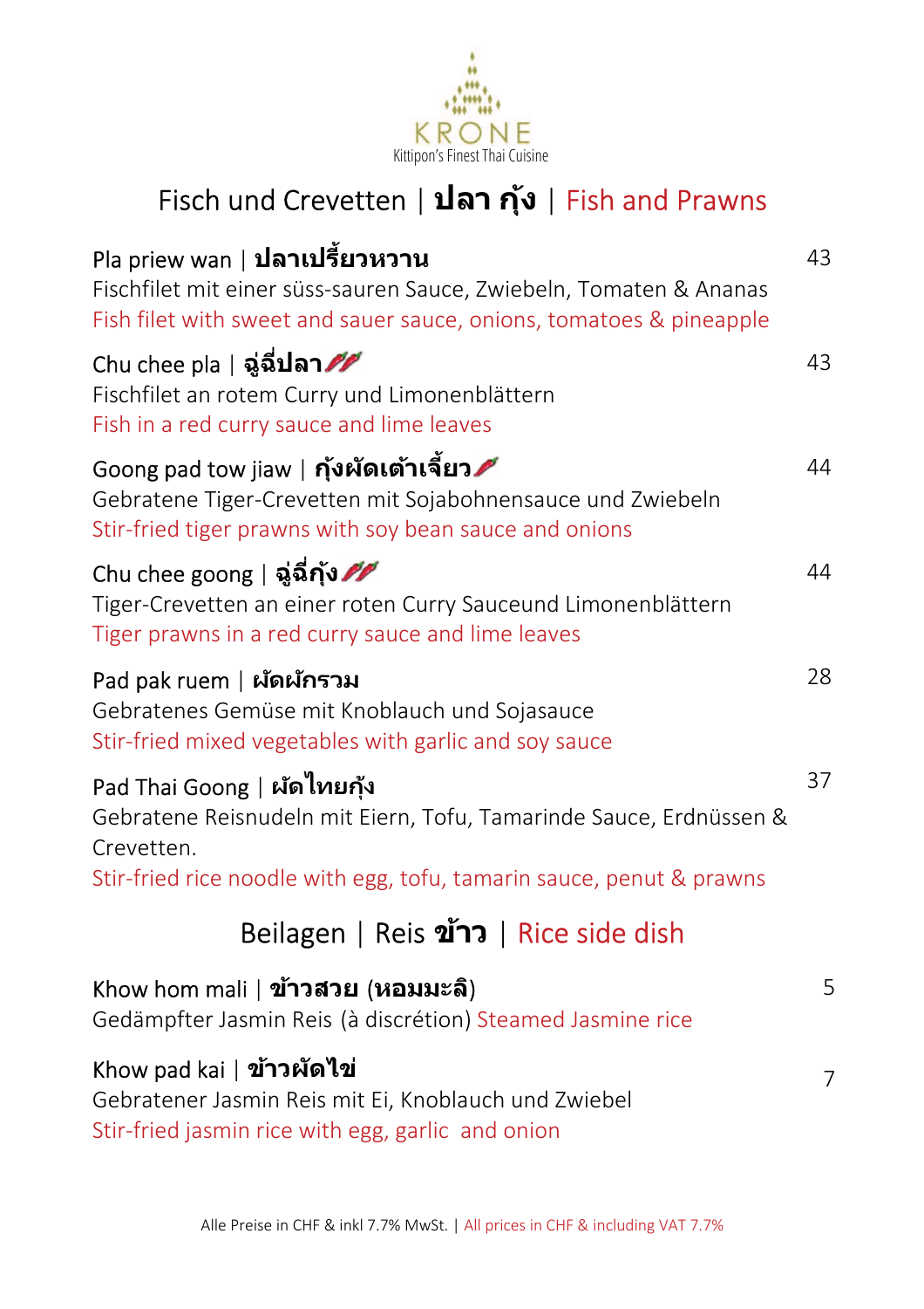KRONE
Kittipon's Finest Thai Cuisine

## Fisch und Crevetten | ปลา กุ้ง | Fish and Prawns

**Pla priew wan | ปลาเปรี้ยวหวาน** — 43
Fischfilet mit einer süss-sauren Sauce, Zwiebeln, Tomaten & Ananas
Fish filet with sweet and sauer sauce, onions, tomatoes & pineapple

**Chu chee pla | ฉู่ฉี่ปลา** 🌶🌶 — 43
Fischfilet an rotem Curry und Limonenblättern
Fish in a red curry sauce and lime leaves

**Goong pad tow jiaw | กุ้งผัดเต้าเจี้ยว** 🌶 — 44
Gebratene Tiger-Crevetten mit Sojabohnensauce und Zwiebeln
Stir-fried tiger prawns with soy bean sauce and onions

**Chu chee goong | ฉู่ฉี่กุ้ง** 🌶🌶 — 44
Tiger-Crevetten an einer roten Curry Sauceund Limonenblättern
Tiger prawns in a red curry sauce and lime leaves

**Pad pak ruem | ผัดผักรวม** — 28
Gebratenes Gemüse mit Knoblauch und Sojasauce
Stir-fried mixed vegetables with garlic and soy sauce

**Pad Thai Goong | ผัดไทยกุ้ง** — 37
Gebratene Reisnudeln mit Eiern, Tofu, Tamarinde Sauce, Erdnüssen & Crevetten.
Stir-fried rice noodle with egg, tofu, tamarin sauce, penut & prawns

## Beilagen | Reis ข้าว | Rice side dish

**Khow hom mali | ข้าวสวย (หอมมะลิ)** — 5
Gedämpfter Jasmin Reis (à discrétion) Steamed Jasmine rice

**Khow pad kai | ข้าวผัดไข่** — 7
Gebratener Jasmin Reis mit Ei, Knoblauch und Zwiebel
Stir-fried jasmin rice with egg, garlic  and onion

Alle Preise in CHF & inkl 7.7% MwSt. | All prices in CHF & including VAT 7.7%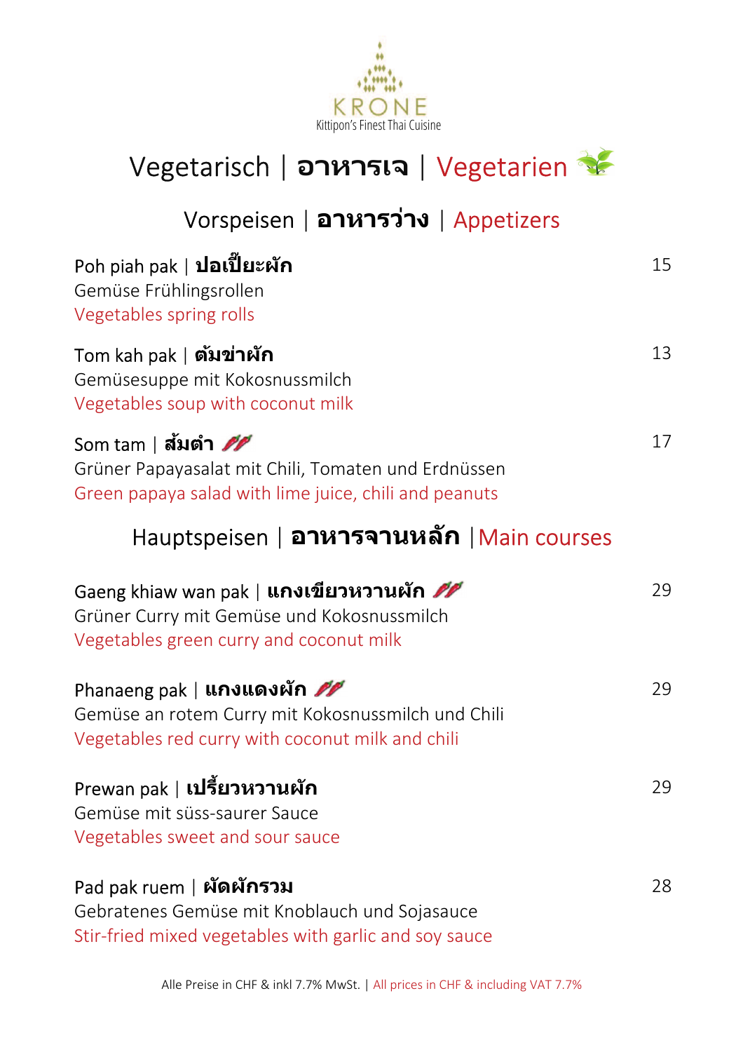KRONE
Kittipon's Finest Thai Cuisine

# Vegetarisch | อาหารเจ | Vegetarien

## Vorspeisen | อาหารว่าง | Appetizers

**Poh piah pak | ปอเปี๊ยะผัก** — 15
Gemüse Frühlingsrollen
Vegetables spring rolls

**Tom kah pak | ต้มข่าผัก** — 13
Gemüsesuppe mit Kokosnussmilch
Vegetables soup with coconut milk

**Som tam | ส้มตำ** — 17
Grüner Papayasalat mit Chili, Tomaten und Erdnüssen
Green papaya salad with lime juice, chili and peanuts

## Hauptspeisen | อาหารจานหลัก | Main courses

**Gaeng khiaw wan pak | แกงเขียวหวานผัก** — 29
Grüner Curry mit Gemüse und Kokosnussmilch
Vegetables green curry and coconut milk

**Phanaeng pak | แกงแดงผัก** — 29
Gemüse an rotem Curry mit Kokosnussmilch und Chili
Vegetables red curry with coconut milk and chili

**Prewan pak | เปรี้ยวหวานผัก** — 29
Gemüse mit süss-saurer Sauce
Vegetables sweet and sour sauce

**Pad pak ruem | ผัดผักรวม** — 28
Gebratenes Gemüse mit Knoblauch und Sojasauce
Stir-fried mixed vegetables with garlic and soy sauce

Alle Preise in CHF & inkl 7.7% MwSt. | All prices in CHF & including VAT 7.7%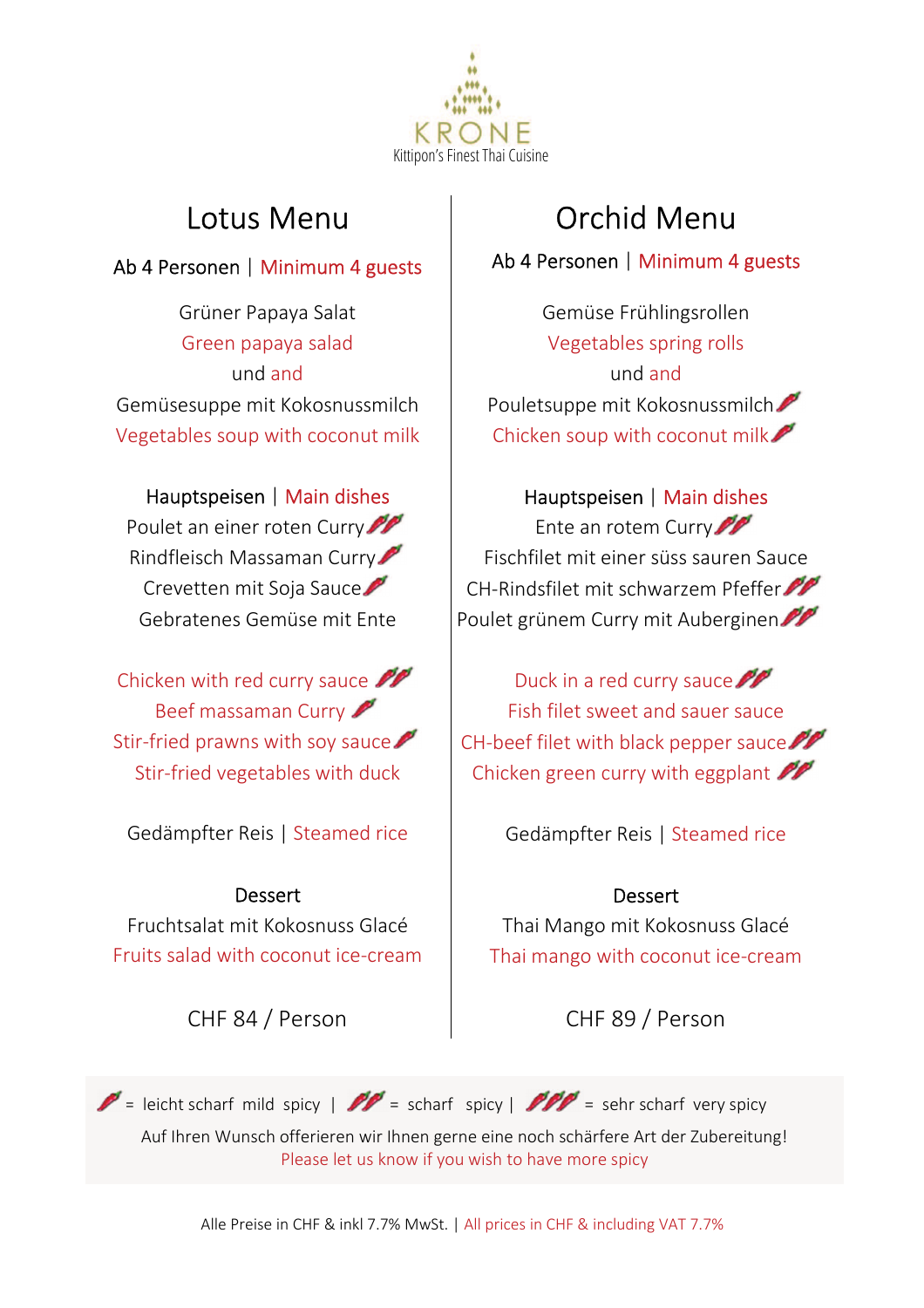KRONE
Kittipon's Finest Thai Cuisine

## Lotus Menu

Ab 4 Personen | Minimum 4 guests

Grüner Papaya Salat
Green papaya salad
und and
Gemüsesuppe mit Kokosnussmilch
Vegetables soup with coconut milk

Hauptspeisen | Main dishes
Poulet an einer roten Curry 🌶🌶
Rindfleisch Massaman Curry 🌶
Crevetten mit Soja Sauce 🌶
Gebratenes Gemüse mit Ente

Chicken with red curry sauce 🌶🌶
Beef massaman Curry 🌶
Stir-fried prawns with soy sauce 🌶
Stir-fried vegetables with duck

Gedämpfter Reis | Steamed rice

Dessert
Fruchtsalat mit Kokosnuss Glacé
Fruits salad with coconut ice-cream

CHF 84 / Person

## Orchid Menu

Ab 4 Personen | Minimum 4 guests

Gemüse Frühlingsrollen
Vegetables spring rolls
und and
Pouletsuppe mit Kokosnussmilch 🌶
Chicken soup with coconut milk 🌶

Hauptspeisen | Main dishes
Ente an rotem Curry 🌶🌶
Fischfilet mit einer süss sauren Sauce
CH-Rindsfilet mit schwarzem Pfeffer 🌶🌶
Poulet grünem Curry mit Auberginen 🌶🌶

Duck in a red curry sauce 🌶🌶
Fish filet sweet and sauer sauce
CH-beef filet with black pepper sauce 🌶🌶
Chicken green curry with eggplant 🌶🌶

Gedämpfter Reis | Steamed rice

Dessert
Thai Mango mit Kokosnuss Glacé
Thai mango with coconut ice-cream

CHF 89 / Person

---

🌶 = leicht scharf mild spicy | 🌶🌶 = scharf spicy | 🌶🌶🌶 = sehr scharf very spicy

Auf Ihren Wunsch offerieren wir Ihnen gerne eine noch schärfere Art der Zubereitung!
Please let us know if you wish to have more spicy

Alle Preise in CHF & inkl 7.7% MwSt. | All prices in CHF & including VAT 7.7%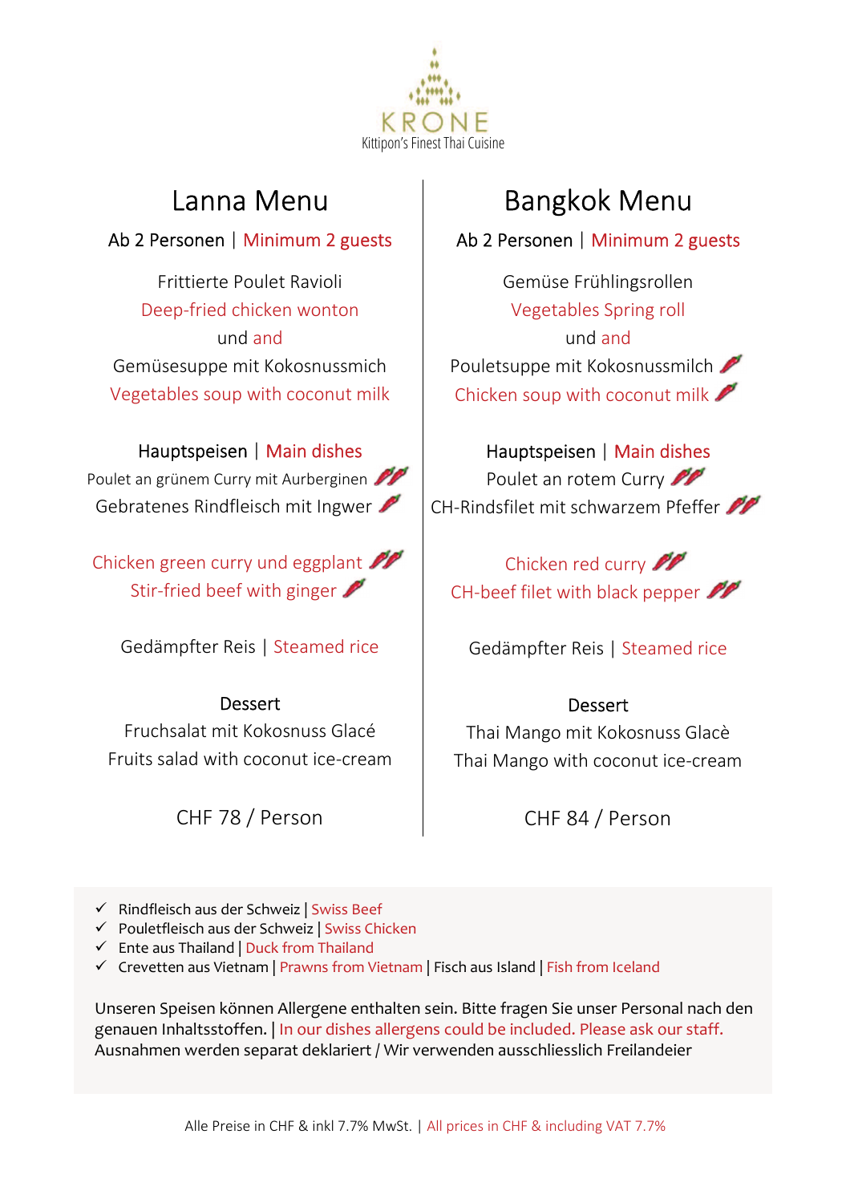KRONE
Kittipon's Finest Thai Cuisine

## Lanna Menu

Ab 2 Personen | Minimum 2 guests

Frittierte Poulet Ravioli
Deep-fried chicken wonton
und and
Gemüsesuppe mit Kokosnussmich
Vegetables soup with coconut milk

### Hauptspeisen | Main dishes

Poulet an grünem Curry mit Aurberginen 🌶🌶
Gebratenes Rindfleisch mit Ingwer 🌶

Chicken green curry und eggplant 🌶🌶
Stir-fried beef with ginger 🌶

Gedämpfter Reis | Steamed rice

### Dessert

Fruchsalat mit Kokosnuss Glacé
Fruits salad with coconut ice-cream

CHF 78 / Person

## Bangkok Menu

Ab 2 Personen | Minimum 2 guests

Gemüse Frühlingsrollen
Vegetables Spring roll
und and
Pouletsuppe mit Kokosnussmilch 🌶
Chicken soup with coconut milk 🌶

### Hauptspeisen | Main dishes

Poulet an rotem Curry 🌶🌶
CH-Rindsfilet mit schwarzem Pfeffer 🌶🌶

Chicken red curry 🌶🌶
CH-beef filet with black pepper 🌶🌶

Gedämpfter Reis | Steamed rice

### Dessert

Thai Mango mit Kokosnuss Glacè
Thai Mango with coconut ice-cream

CHF 84 / Person

- ✓ Rindfleisch aus der Schweiz | Swiss Beef
- ✓ Pouletfleisch aus der Schweiz | Swiss Chicken
- ✓ Ente aus Thailand | Duck from Thailand
- ✓ Crevetten aus Vietnam | Prawns from Vietnam | Fisch aus Island | Fish from Iceland

Unseren Speisen können Allergene enthalten sein. Bitte fragen Sie unser Personal nach den genauen Inhaltsstoffen. | In our dishes allergens could be included. Please ask our staff.
Ausnahmen werden separat deklariert / Wir verwenden ausschliesslich Freilandeier

Alle Preise in CHF & inkl 7.7% MwSt. | All prices in CHF & including VAT 7.7%